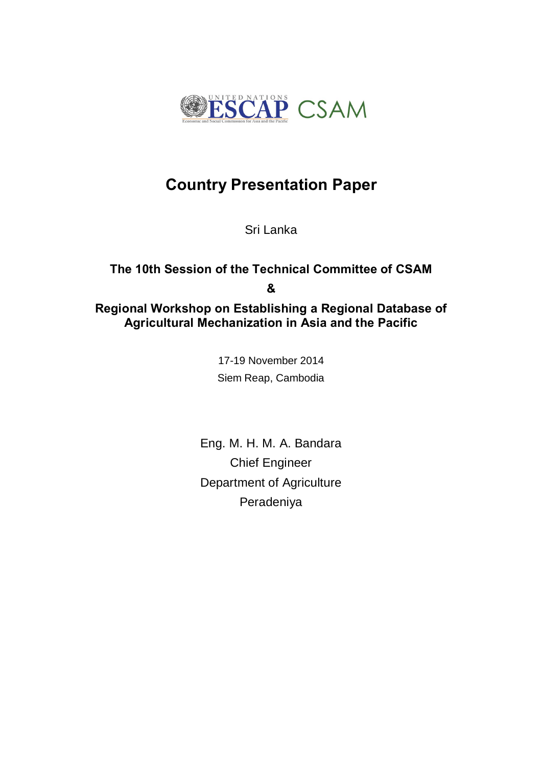UNITED NATIONS ESCAP CSAM

Economic and Social Commission for Asia and the Pacific

# Country Presentation Paper

Sri Lanka

## The 10th Session of the Technical Committee of CSAM

## &

## Regional Workshop on Establishing a Regional Database of Agricultural Mechanization in Asia and the Pacific

17-19 November 2014

Siem Reap, Cambodia

Eng. M. H. M. A. Bandara

Chief Engineer

Department of Agriculture

Peradeniya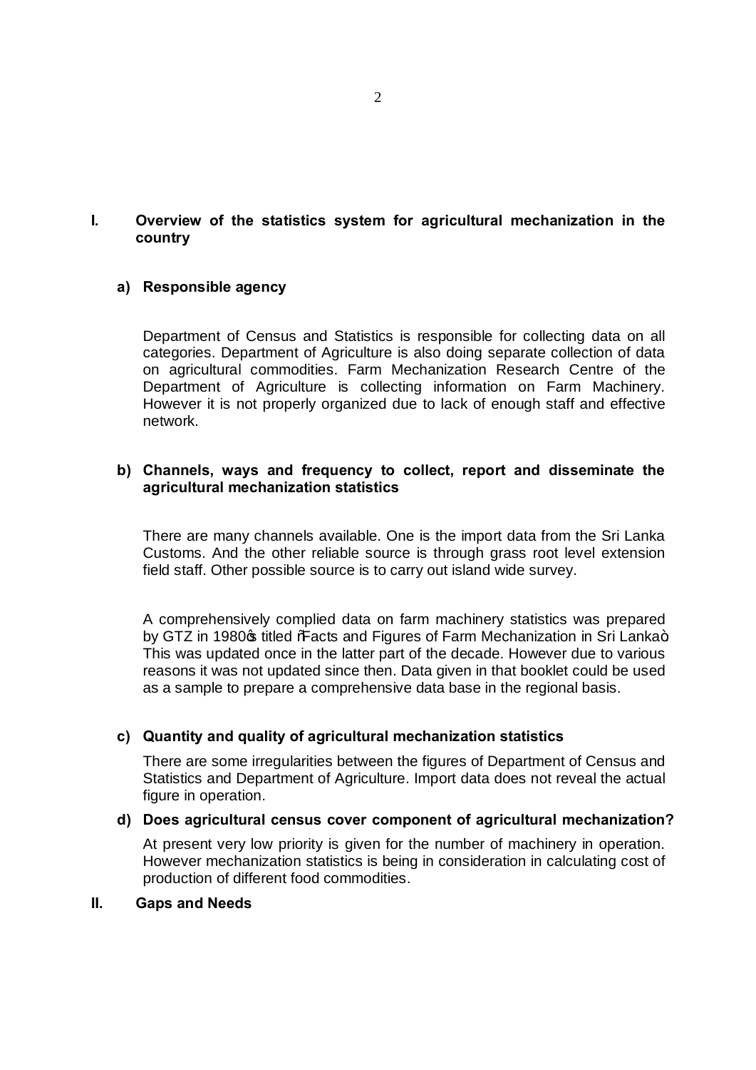## I. Overview of the statistics system for agricultural mechanization in the country

### a) Responsible agency

Department of Census and Statistics is responsible for collecting data on all categories. Department of Agriculture is also doing separate collection of data on agricultural commodities. Farm Mechanization Research Centre of the Department of Agriculture is collecting information on Farm Machinery. However it is not properly organized due to lack of enough staff and effective network.

### b) Channels, ways and frequency to collect, report and disseminate the agricultural mechanization statistics

There are many channels available. One is the import data from the Sri Lanka Customs. And the other reliable source is through grass root level extension field staff. Other possible source is to carry out island wide survey.

A comprehensively complied data on farm machinery statistics was prepared by GTZ in 1980's titled "Facts and Figures of Farm Mechanization in Sri Lanka". This was updated once in the latter part of the decade. However due to various reasons it was not updated since then. Data given in that booklet could be used as a sample to prepare a comprehensive data base in the regional basis.

### c) Quantity and quality of agricultural mechanization statistics

There are some irregularities between the figures of Department of Census and Statistics and Department of Agriculture. Import data does not reveal the actual figure in operation.

### d) Does agricultural census cover component of agricultural mechanization?

At present very low priority is given for the number of machinery in operation. However mechanization statistics is being in consideration in calculating cost of production of different food commodities.

## II. Gaps and Needs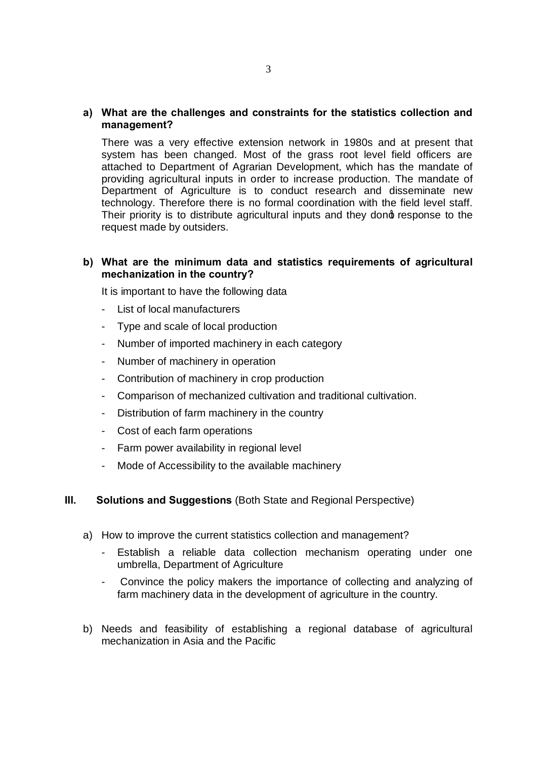**a) What are the challenges and constraints for the statistics collection and management?**

There was a very effective extension network in 1980s and at present that system has been changed. Most of the grass root level field officers are attached to Department of Agrarian Development, which has the mandate of providing agricultural inputs in order to increase production. The mandate of Department of Agriculture is to conduct research and disseminate new technology. Therefore there is no formal coordination with the field level staff. Their priority is to distribute agricultural inputs and they dong response to the request made by outsiders.

**b) What are the minimum data and statistics requirements of agricultural mechanization in the country?**

It is important to have the following data

- List of local manufacturers
- Type and scale of local production
- Number of imported machinery in each category
- Number of machinery in operation
- Contribution of machinery in crop production
- Comparison of mechanized cultivation and traditional cultivation.
- Distribution of farm machinery in the country
- Cost of each farm operations
- Farm power availability in regional level
- Mode of Accessibility to the available machinery

## III. Solutions and Suggestions (Both State and Regional Perspective)

a) How to improve the current statistics collection and management?

- Establish a reliable data collection mechanism operating under one umbrella, Department of Agriculture
- Convince the policy makers the importance of collecting and analyzing of farm machinery data in the development of agriculture in the country.

b) Needs and feasibility of establishing a regional database of agricultural mechanization in Asia and the Pacific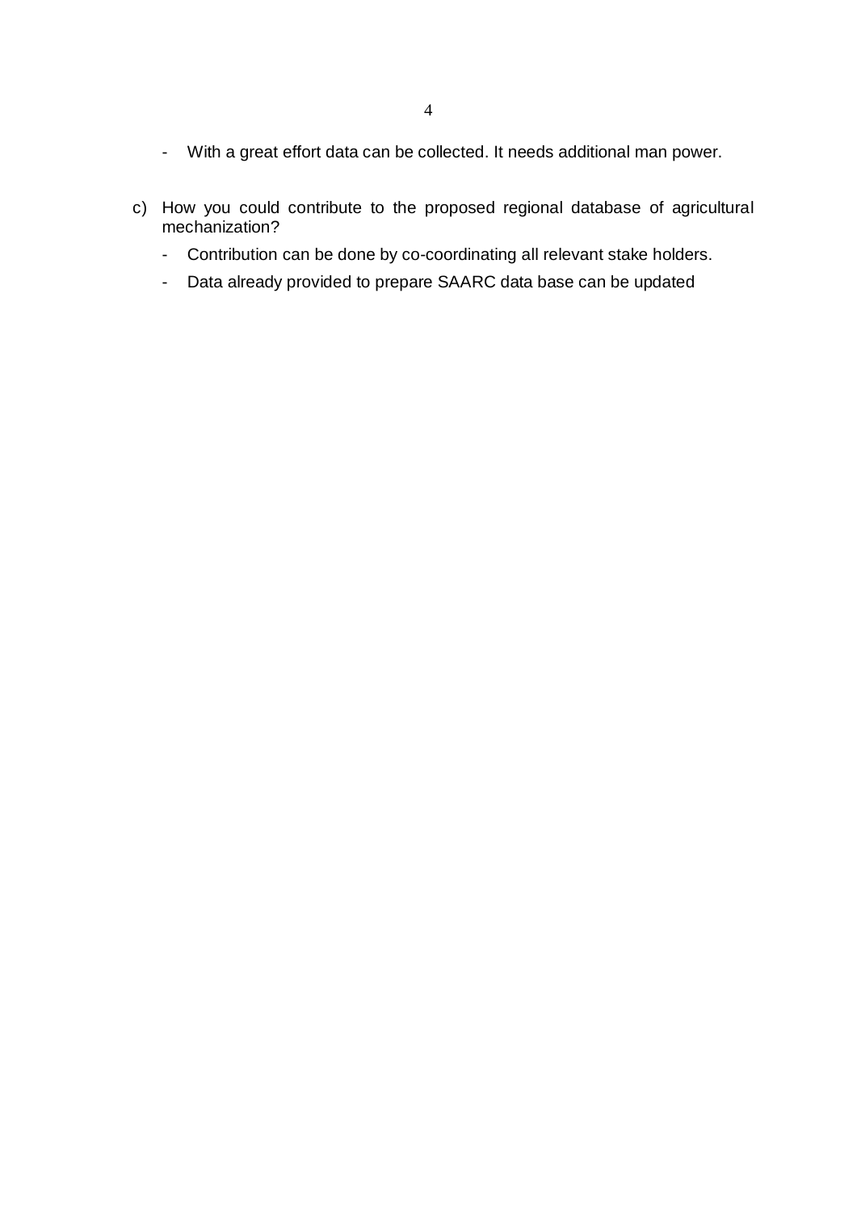- With a great effort data can be collected. It needs additional man power.

c) How you could contribute to the proposed regional database of agricultural mechanization?

  - Contribution can be done by co-coordinating all relevant stake holders.
  - Data already provided to prepare SAARC data base can be updated